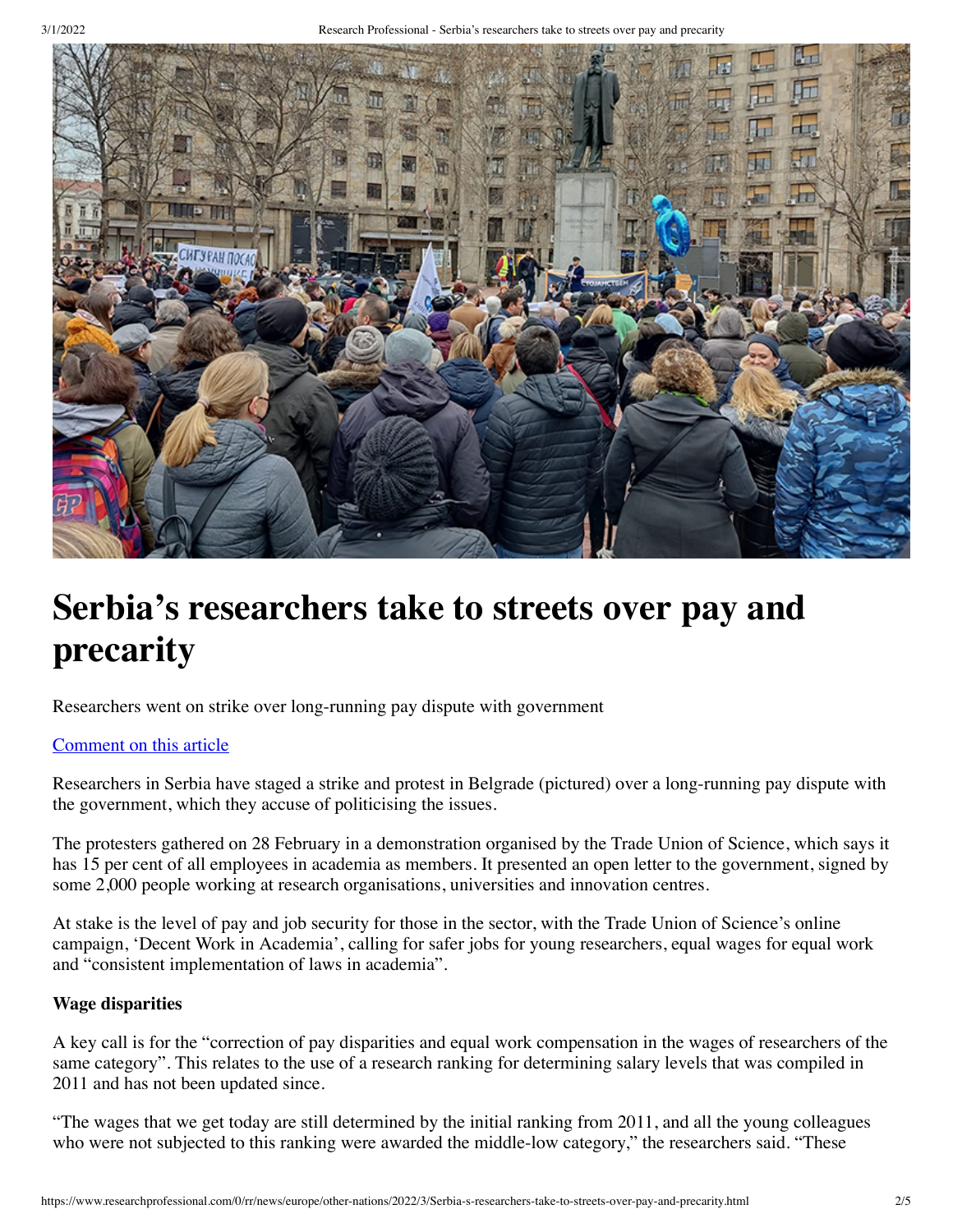# Serbia's researchers take to streets over pay and precarity

Researchers went on strike over long-running pay dispute with government

[Comment on this article](#)

Researchers in Serbia have staged a strike and protest in Belgrade (pictured) over a long-running pay dispute with the government, which they accuse of politicising the issues.

The protesters gathered on 28 February in a demonstration organised by the Trade Union of Science, which says it has 15 per cent of all employees in academia as members. It presented an open letter to the government, signed by some 2,000 people working at research organisations, universities and innovation centres.

At stake is the level of pay and job security for those in the sector, with the Trade Union of Science's online campaign, 'Decent Work in Academia', calling for safer jobs for young researchers, equal wages for equal work and "consistent implementation of laws in academia".

**Wage disparities**

A key call is for the "correction of pay disparities and equal work compensation in the wages of researchers of the same category". This relates to the use of a research ranking for determining salary levels that was compiled in 2011 and has not been updated since.

"The wages that we get today are still determined by the initial ranking from 2011, and all the young colleagues who were not subjected to this ranking were awarded the middle-low category," the researchers said. "These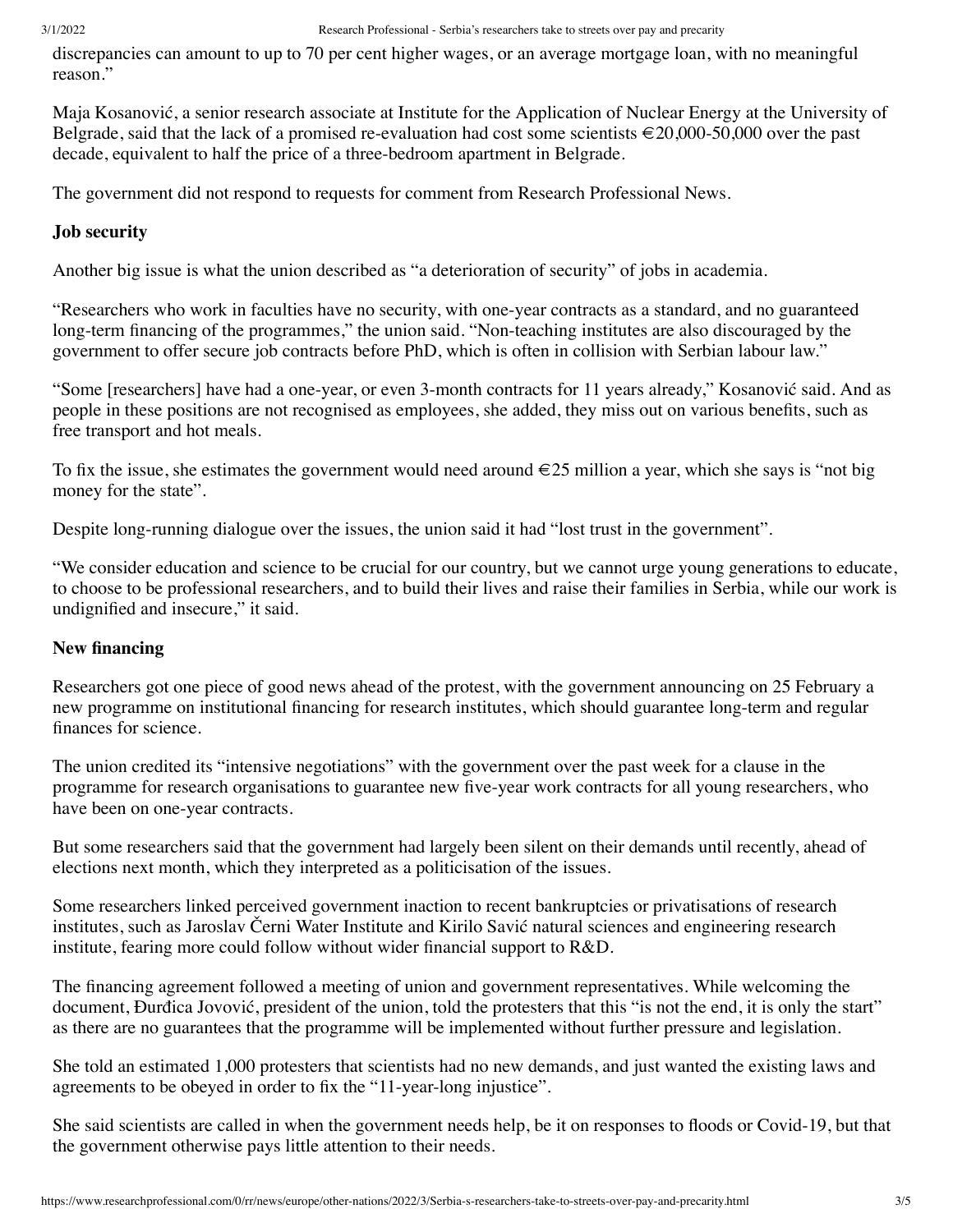discrepancies can amount to up to 70 per cent higher wages, or an average mortgage loan, with no meaningful reason."

Maja Kosanović, a senior research associate at Institute for the Application of Nuclear Energy at the University of Belgrade, said that the lack of a promised re-evaluation had cost some scientists €20,000-50,000 over the past decade, equivalent to half the price of a three-bedroom apartment in Belgrade.

The government did not respond to requests for comment from Research Professional News.

### Job security

Another big issue is what the union described as "a deterioration of security" of jobs in academia.

"Researchers who work in faculties have no security, with one-year contracts as a standard, and no guaranteed long-term financing of the programmes," the union said. "Non-teaching institutes are also discouraged by the government to offer secure job contracts before PhD, which is often in collision with Serbian labour law."

"Some [researchers] have had a one-year, or even 3-month contracts for 11 years already," Kosanović said. And as people in these positions are not recognised as employees, she added, they miss out on various benefits, such as free transport and hot meals.

To fix the issue, she estimates the government would need around €25 million a year, which she says is "not big money for the state".

Despite long-running dialogue over the issues, the union said it had "lost trust in the government".

"We consider education and science to be crucial for our country, but we cannot urge young generations to educate, to choose to be professional researchers, and to build their lives and raise their families in Serbia, while our work is undignified and insecure," it said.

### New financing

Researchers got one piece of good news ahead of the protest, with the government announcing on 25 February a new programme on institutional financing for research institutes, which should guarantee long-term and regular finances for science.

The union credited its "intensive negotiations" with the government over the past week for a clause in the programme for research organisations to guarantee new five-year work contracts for all young researchers, who have been on one-year contracts.

But some researchers said that the government had largely been silent on their demands until recently, ahead of elections next month, which they interpreted as a politicisation of the issues.

Some researchers linked perceived government inaction to recent bankruptcies or privatisations of research institutes, such as Jaroslav Černi Water Institute and Kirilo Savić natural sciences and engineering research institute, fearing more could follow without wider financial support to R&D.

The financing agreement followed a meeting of union and government representatives. While welcoming the document, Đurđica Jovović, president of the union, told the protesters that this "is not the end, it is only the start" as there are no guarantees that the programme will be implemented without further pressure and legislation.

She told an estimated 1,000 protesters that scientists had no new demands, and just wanted the existing laws and agreements to be obeyed in order to fix the "11-year-long injustice".

She said scientists are called in when the government needs help, be it on responses to floods or Covid-19, but that the government otherwise pays little attention to their needs.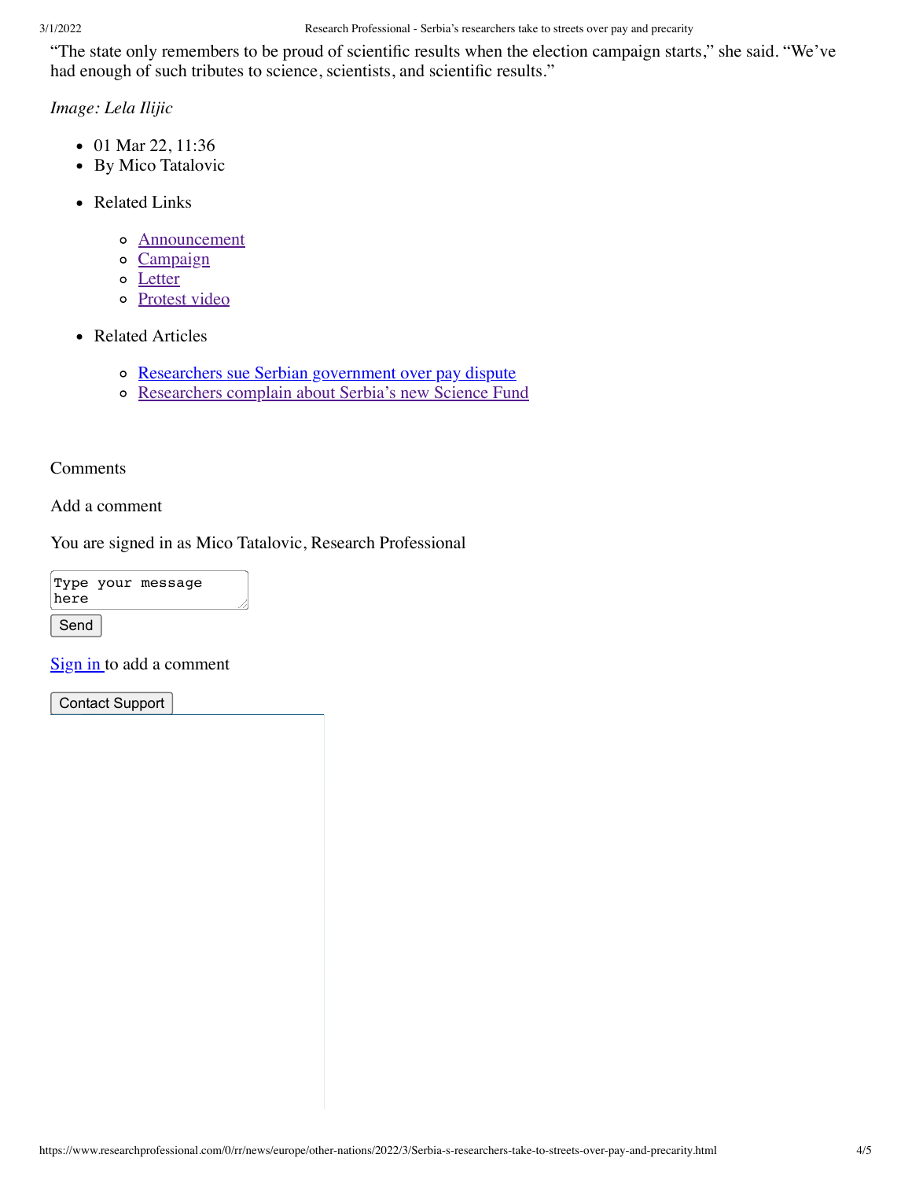"The state only remembers to be proud of scientific results when the election campaign starts," she said. "We've had enough of such tributes to science, scientists, and scientific results."

*Image: Lela Ilijic*

- 01 Mar 22, 11:36
- By Mico Tatalovic

- Related Links
  - Announcement
  - Campaign
  - Letter
  - Protest video

- Related Articles
  - Researchers sue Serbian government over pay dispute
  - Researchers complain about Serbia's new Science Fund

Comments

Add a comment

You are signed in as Mico Tatalovic, Research Professional

Type your message here

Send

Sign in to add a comment

Contact Support